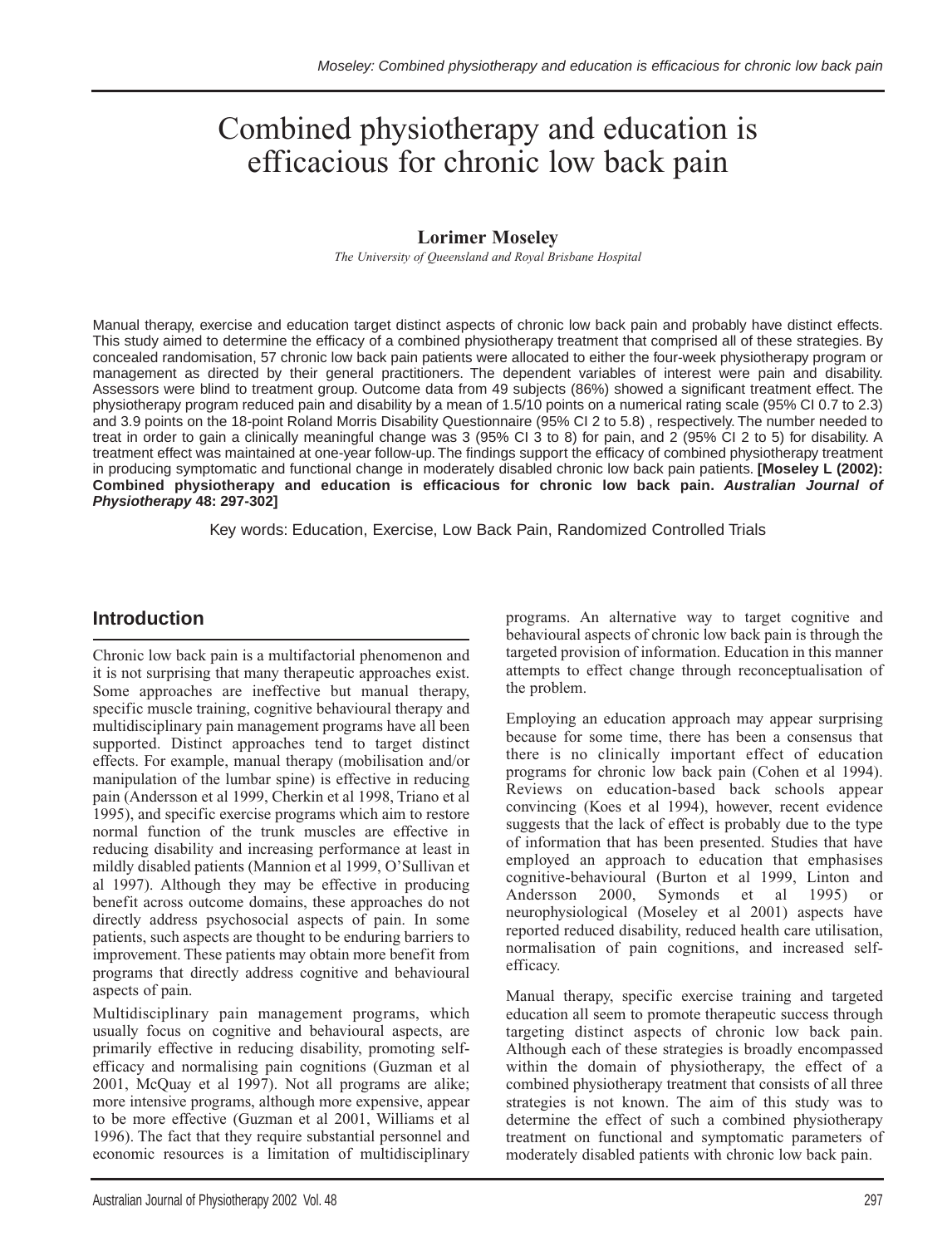# Combined physiotherapy and education is efficacious for chronic low back pain

**Lorimer Moseley**

*The University of Queensland and Royal Brisbane Hospital*

Manual therapy, exercise and education target distinct aspects of chronic low back pain and probably have distinct effects. This study aimed to determine the efficacy of a combined physiotherapy treatment that comprised all of these strategies. By concealed randomisation, 57 chronic low back pain patients were allocated to either the four-week physiotherapy program or management as directed by their general practitioners. The dependent variables of interest were pain and disability. Assessors were blind to treatment group. Outcome data from 49 subjects (86%) showed a significant treatment effect. The physiotherapy program reduced pain and disability by a mean of 1.5/10 points on a numerical rating scale (95% CI 0.7 to 2.3) and 3.9 points on the 18-point Roland Morris Disability Questionnaire (95% CI 2 to 5.8) , respectively. The number needed to treat in order to gain a clinically meaningful change was 3 (95% CI 3 to 8) for pain, and 2 (95% CI 2 to 5) for disability. A treatment effect was maintained at one-year follow-up. The findings support the efficacy of combined physiotherapy treatment in producing symptomatic and functional change in moderately disabled chronic low back pain patients. **[Moseley L (2002): Combined physiotherapy and education is efficacious for chronic low back pain. *Australian Journal of Physiotherapy* 48: 297-302]**

Key words: Education, Exercise, Low Back Pain, Randomized Controlled Trials

## Introduction

Chronic low back pain is a multifactorial phenomenon and it is not surprising that many therapeutic approaches exist. Some approaches are ineffective but manual therapy, specific muscle training, cognitive behavioural therapy and multidisciplinary pain management programs have all been supported. Distinct approaches tend to target distinct effects. For example, manual therapy (mobilisation and/or manipulation of the lumbar spine) is effective in reducing pain (Andersson et al 1999, Cherkin et al 1998, Triano et al 1995), and specific exercise programs which aim to restore normal function of the trunk muscles are effective in reducing disability and increasing performance at least in mildly disabled patients (Mannion et al 1999, O'Sullivan et al 1997). Although they may be effective in producing benefit across outcome domains, these approaches do not directly address psychosocial aspects of pain. In some patients, such aspects are thought to be enduring barriers to improvement. These patients may obtain more benefit from programs that directly address cognitive and behavioural aspects of pain.

Multidisciplinary pain management programs, which usually focus on cognitive and behavioural aspects, are primarily effective in reducing disability, promoting self-efficacy and normalising pain cognitions (Guzman et al 2001, McQuay et al 1997). Not all programs are alike; more intensive programs, although more expensive, appear to be more effective (Guzman et al 2001, Williams et al 1996). The fact that they require substantial personnel and economic resources is a limitation of multidisciplinary programs. An alternative way to target cognitive and behavioural aspects of chronic low back pain is through the targeted provision of information. Education in this manner attempts to effect change through reconceptualisation of the problem.

Employing an education approach may appear surprising because for some time, there has been a consensus that there is no clinically important effect of education programs for chronic low back pain (Cohen et al 1994). Reviews on education-based back schools appear convincing (Koes et al 1994), however, recent evidence suggests that the lack of effect is probably due to the type of information that has been presented. Studies that have employed an approach to education that emphasises cognitive-behavioural (Burton et al 1999, Linton and Andersson 2000, Symonds et al 1995) or neurophysiological (Moseley et al 2001) aspects have reported reduced disability, reduced health care utilisation, normalisation of pain cognitions, and increased self-efficacy.

Manual therapy, specific exercise training and targeted education all seem to promote therapeutic success through targeting distinct aspects of chronic low back pain. Although each of these strategies is broadly encompassed within the domain of physiotherapy, the effect of a combined physiotherapy treatment that consists of all three strategies is not known. The aim of this study was to determine the effect of such a combined physiotherapy treatment on functional and symptomatic parameters of moderately disabled patients with chronic low back pain.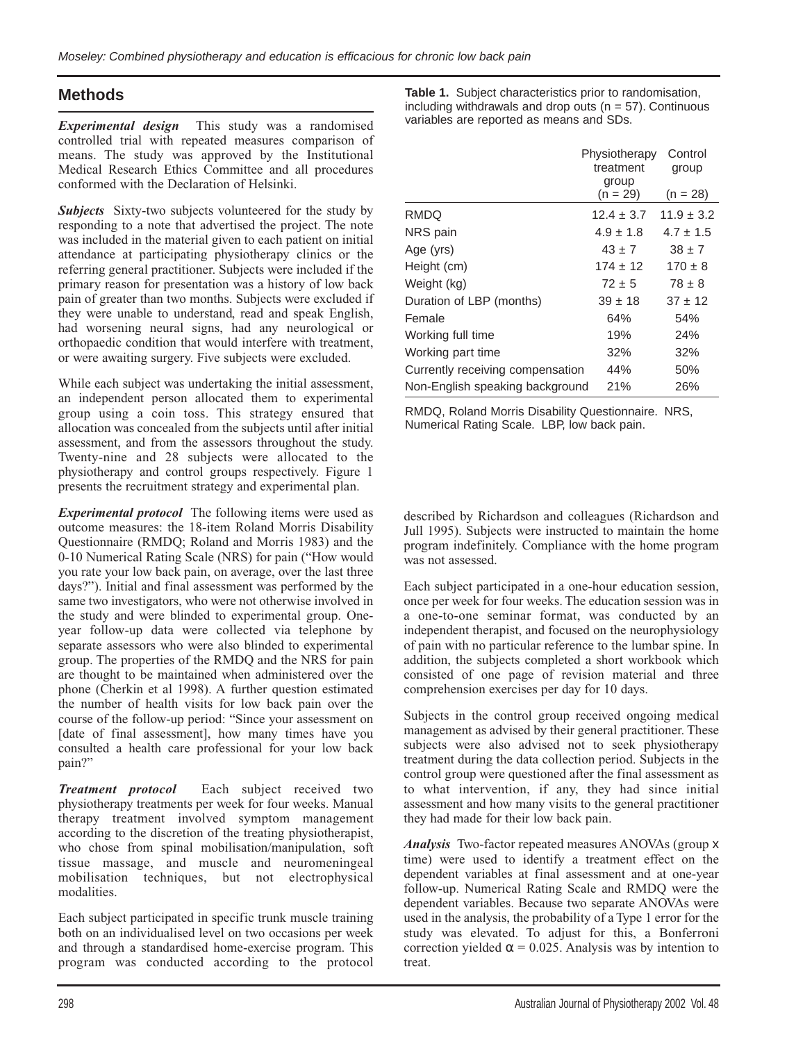## Methods

***Experimental design*** This study was a randomised controlled trial with repeated measures comparison of means. The study was approved by the Institutional Medical Research Ethics Committee and all procedures conformed with the Declaration of Helsinki.

***Subjects*** Sixty-two subjects volunteered for the study by responding to a note that advertised the project. The note was included in the material given to each patient on initial attendance at participating physiotherapy clinics or the referring general practitioner. Subjects were included if the primary reason for presentation was a history of low back pain of greater than two months. Subjects were excluded if they were unable to understand, read and speak English, had worsening neural signs, had any neurological or orthopaedic condition that would interfere with treatment, or were awaiting surgery. Five subjects were excluded.

While each subject was undertaking the initial assessment, an independent person allocated them to experimental group using a coin toss. This strategy ensured that allocation was concealed from the subjects until after initial assessment, and from the assessors throughout the study. Twenty-nine and 28 subjects were allocated to the physiotherapy and control groups respectively. Figure 1 presents the recruitment strategy and experimental plan.

**Table 1.** Subject characteristics prior to randomisation, including withdrawals and drop outs (n = 57). Continuous variables are reported as means and SDs.

| | Physiotherapy treatment group (n = 29) | Control group (n = 28) |
|---|---|---|
| RMDQ | 12.4 ± 3.7 | 11.9 ± 3.2 |
| NRS pain | 4.9 ± 1.8 | 4.7 ± 1.5 |
| Age (yrs) | 43 ± 7 | 38 ± 7 |
| Height (cm) | 174 ± 12 | 170 ± 8 |
| Weight (kg) | 72 ± 5 | 78 ± 8 |
| Duration of LBP (months) | 39 ± 18 | 37 ± 12 |
| Female | 64% | 54% |
| Working full time | 19% | 24% |
| Working part time | 32% | 32% |
| Currently receiving compensation | 44% | 50% |
| Non-English speaking background | 21% | 26% |

RMDQ, Roland Morris Disability Questionnaire. NRS, Numerical Rating Scale. LBP, low back pain.

***Experimental protocol*** The following items were used as outcome measures: the 18-item Roland Morris Disability Questionnaire (RMDQ; Roland and Morris 1983) and the 0-10 Numerical Rating Scale (NRS) for pain ("How would you rate your low back pain, on average, over the last three days?"). Initial and final assessment was performed by the same two investigators, who were not otherwise involved in the study and were blinded to experimental group. One-year follow-up data were collected via telephone by separate assessors who were also blinded to experimental group. The properties of the RMDQ and the NRS for pain are thought to be maintained when administered over the phone (Cherkin et al 1998). A further question estimated the number of health visits for low back pain over the course of the follow-up period: "Since your assessment on [date of final assessment], how many times have you consulted a health care professional for your low back pain?"

***Treatment protocol*** Each subject received two physiotherapy treatments per week for four weeks. Manual therapy treatment involved symptom management according to the discretion of the treating physiotherapist, who chose from spinal mobilisation/manipulation, soft tissue massage, and muscle and neuromeningeal mobilisation techniques, but not electrophysical modalities.

Each subject participated in specific trunk muscle training both on an individualised level on two occasions per week and through a standardised home-exercise program. This program was conducted according to the protocol described by Richardson and colleagues (Richardson and Jull 1995). Subjects were instructed to maintain the home program indefinitely. Compliance with the home program was not assessed.

Each subject participated in a one-hour education session, once per week for four weeks. The education session was in a one-to-one seminar format, was conducted by an independent therapist, and focused on the neurophysiology of pain with no particular reference to the lumbar spine. In addition, the subjects completed a short workbook which consisted of one page of revision material and three comprehension exercises per day for 10 days.

Subjects in the control group received ongoing medical management as advised by their general practitioner. These subjects were also advised not to seek physiotherapy treatment during the data collection period. Subjects in the control group were questioned after the final assessment as to what intervention, if any, they had since initial assessment and how many visits to the general practitioner they had made for their low back pain.

***Analysis*** Two-factor repeated measures ANOVAs (group x time) were used to identify a treatment effect on the dependent variables at final assessment and at one-year follow-up. Numerical Rating Scale and RMDQ were the dependent variables. Because two separate ANOVAs were used in the analysis, the probability of a Type 1 error for the study was elevated. To adjust for this, a Bonferroni correction yielded $\alpha = 0.025$. Analysis was by intention to treat.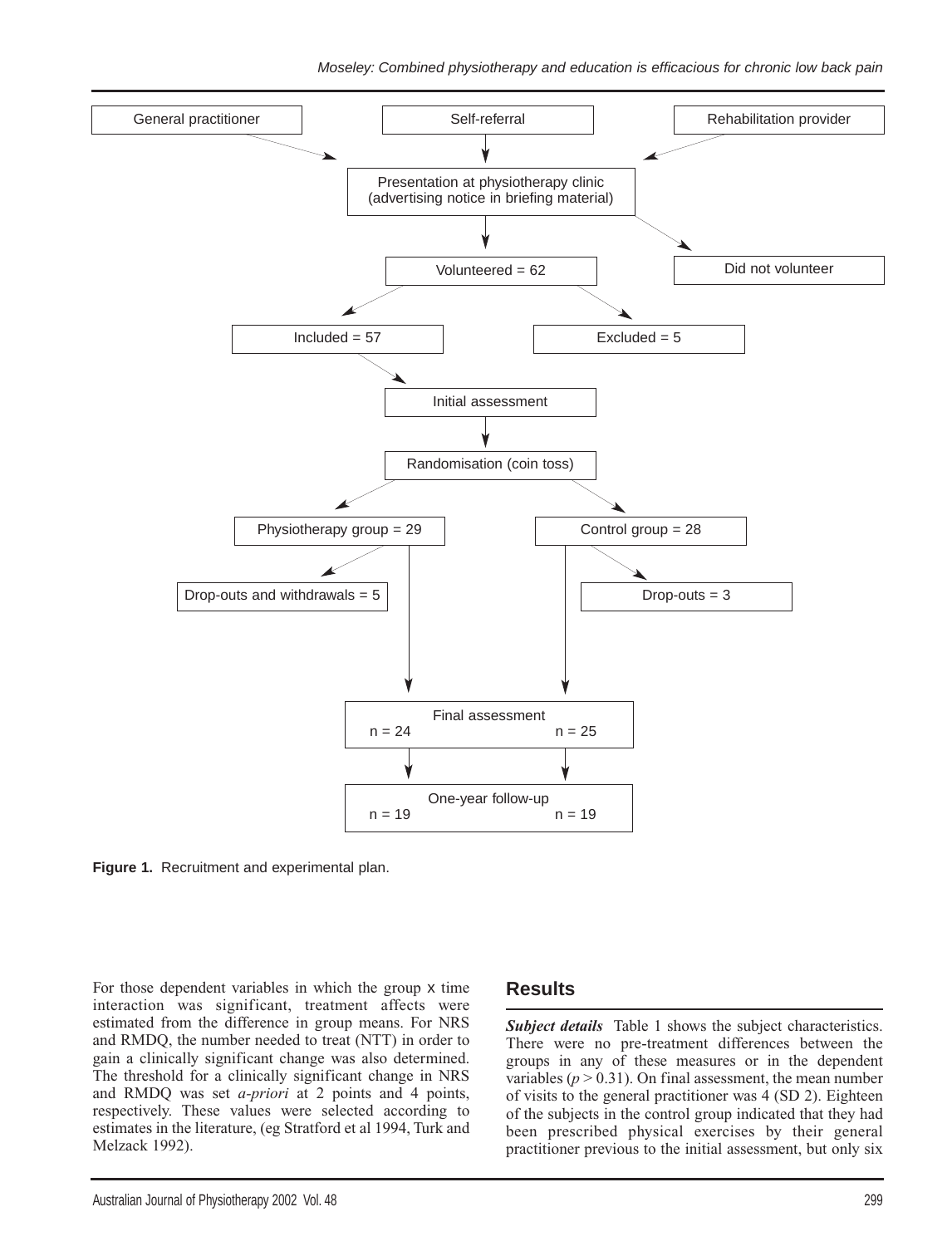General practitioner → Self-referral → Rehabilitation provider

Presentation at physiotherapy clinic (advertising notice in briefing material)

Volunteered = 62 | Did not volunteer

Included = 57 | Excluded = 5

Initial assessment

Randomisation (coin toss)

Physiotherapy group = 29 | Control group = 28

Drop-outs and withdrawals = 5 | Drop-outs = 3

Final assessment
n = 24 | n = 25

One-year follow-up
n = 19 | n = 19

**Figure 1.** Recruitment and experimental plan.

For those dependent variables in which the group x time interaction was significant, treatment affects were estimated from the difference in group means. For NRS and RMDQ, the number needed to treat (NTT) in order to gain a clinically significant change was also determined. The threshold for a clinically significant change in NRS and RMDQ was set *a-priori* at 2 points and 4 points, respectively. These values were selected according to estimates in the literature, (eg Stratford et al 1994, Turk and Melzack 1992).

## Results

***Subject details*** Table 1 shows the subject characteristics. There were no pre-treatment differences between the groups in any of these measures or in the dependent variables ($p > 0.31$). On final assessment, the mean number of visits to the general practitioner was 4 (SD 2). Eighteen of the subjects in the control group indicated that they had been prescribed physical exercises by their general practitioner previous to the initial assessment, but only six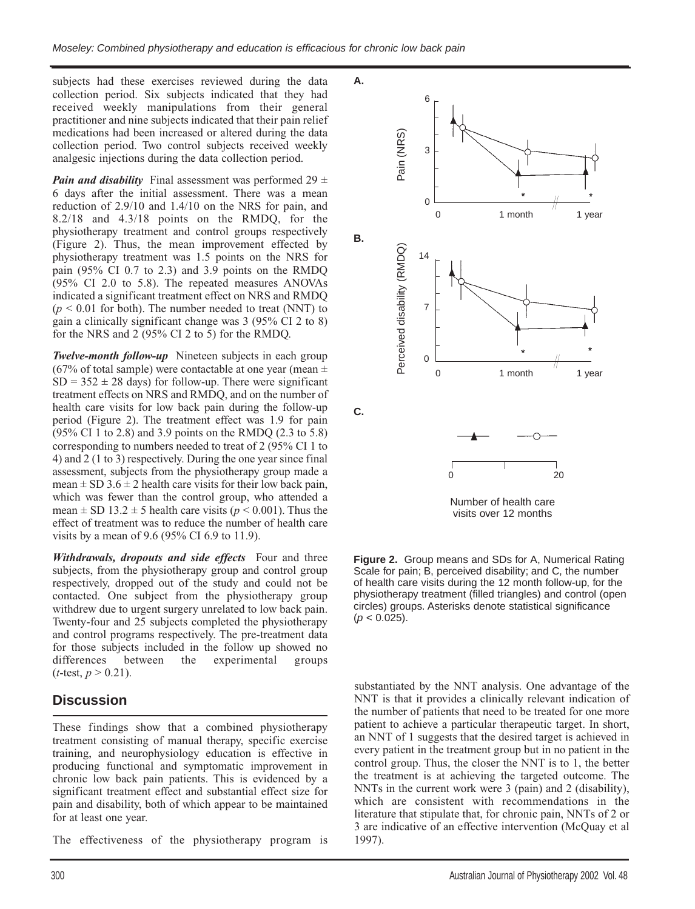subjects had these exercises reviewed during the data collection period. Six subjects indicated that they had received weekly manipulations from their general practitioner and nine subjects indicated that their pain relief medications had been increased or altered during the data collection period. Two control subjects received weekly analgesic injections during the data collection period.

***Pain and disability*** Final assessment was performed 29 ± 6 days after the initial assessment. There was a mean reduction of 2.9/10 and 1.4/10 on the NRS for pain, and 8.2/18 and 4.3/18 points on the RMDQ, for the physiotherapy treatment and control groups respectively (Figure 2). Thus, the mean improvement effected by physiotherapy treatment was 1.5 points on the NRS for pain (95% CI 0.7 to 2.3) and 3.9 points on the RMDQ (95% CI 2.0 to 5.8). The repeated measures ANOVAs indicated a significant treatment effect on NRS and RMDQ ($p < 0.01$ for both). The number needed to treat (NNT) to gain a clinically significant change was 3 (95% CI 2 to 8) for the NRS and 2 (95% CI 2 to 5) for the RMDQ.

***Twelve-month follow-up*** Nineteen subjects in each group (67% of total sample) were contactable at one year (mean ± SD = 352 ± 28 days) for follow-up. There were significant treatment effects on NRS and RMDQ, and on the number of health care visits for low back pain during the follow-up period (Figure 2). The treatment effect was 1.9 for pain (95% CI 1 to 2.8) and 3.9 points on the RMDQ (2.3 to 5.8) corresponding to numbers needed to treat of 2 (95% CI 1 to 4) and 2 (1 to 3) respectively. During the one year since final assessment, subjects from the physiotherapy group made a mean ± SD 3.6 ± 2 health care visits for their low back pain, which was fewer than the control group, who attended a mean ± SD 13.2 ± 5 health care visits ($p < 0.001$). Thus the effect of treatment was to reduce the number of health care visits by a mean of 9.6 (95% CI 6.9 to 11.9).

***Withdrawals, dropouts and side effects*** Four and three subjects, from the physiotherapy group and control group respectively, dropped out of the study and could not be contacted. One subject from the physiotherapy group withdrew due to urgent surgery unrelated to low back pain. Twenty-four and 25 subjects completed the physiotherapy and control programs respectively. The pre-treatment data for those subjects included in the follow up showed no differences between the experimental groups ($t$-test, $p > 0.21$).

**Figure 2.** Group means and SDs for A, Numerical Rating Scale for pain; B, perceived disability; and C, the number of health care visits during the 12 month follow-up, for the physiotherapy treatment (filled triangles) and control (open circles) groups. Asterisks denote statistical significance ($p < 0.025$).

## Discussion

These findings show that a combined physiotherapy treatment consisting of manual therapy, specific exercise training, and neurophysiology education is effective in producing functional and symptomatic improvement in chronic low back pain patients. This is evidenced by a significant treatment effect and substantial effect size for pain and disability, both of which appear to be maintained for at least one year.

The effectiveness of the physiotherapy program is substantiated by the NNT analysis. One advantage of the NNT is that it provides a clinically relevant indication of the number of patients that need to be treated for one more patient to achieve a particular therapeutic target. In short, an NNT of 1 suggests that the desired target is achieved in every patient in the treatment group but in no patient in the control group. Thus, the closer the NNT is to 1, the better the treatment is at achieving the targeted outcome. The NNTs in the current work were 3 (pain) and 2 (disability), which are consistent with recommendations in the literature that stipulate that, for chronic pain, NNTs of 2 or 3 are indicative of an effective intervention (McQuay et al 1997).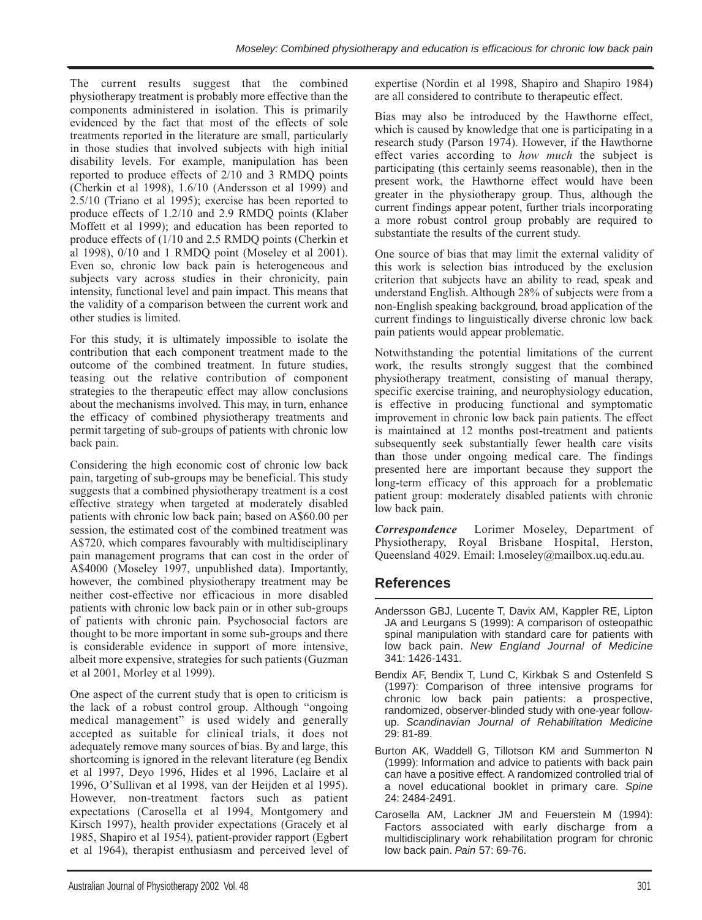The current results suggest that the combined physiotherapy treatment is probably more effective than the components administered in isolation. This is primarily evidenced by the fact that most of the effects of sole treatments reported in the literature are small, particularly in those studies that involved subjects with high initial disability levels. For example, manipulation has been reported to produce effects of 2/10 and 3 RMDQ points (Cherkin et al 1998), 1.6/10 (Andersson et al 1999) and 2.5/10 (Triano et al 1995); exercise has been reported to produce effects of 1.2/10 and 2.9 RMDQ points (Klaber Moffett et al 1999); and education has been reported to produce effects of (1/10 and 2.5 RMDQ points (Cherkin et al 1998), 0/10 and 1 RMDQ point (Moseley et al 2001). Even so, chronic low back pain is heterogeneous and subjects vary across studies in their chronicity, pain intensity, functional level and pain impact. This means that the validity of a comparison between the current work and other studies is limited.

For this study, it is ultimately impossible to isolate the contribution that each component treatment made to the outcome of the combined treatment. In future studies, teasing out the relative contribution of component strategies to the therapeutic effect may allow conclusions about the mechanisms involved. This may, in turn, enhance the efficacy of combined physiotherapy treatments and permit targeting of sub-groups of patients with chronic low back pain.

Considering the high economic cost of chronic low back pain, targeting of sub-groups may be beneficial. This study suggests that a combined physiotherapy treatment is a cost effective strategy when targeted at moderately disabled patients with chronic low back pain; based on A$60.00 per session, the estimated cost of the combined treatment was A$720, which compares favourably with multidisciplinary pain management programs that can cost in the order of A$4000 (Moseley 1997, unpublished data). Importantly, however, the combined physiotherapy treatment may be neither cost-effective nor efficacious in more disabled patients with chronic low back pain or in other sub-groups of patients with chronic pain. Psychosocial factors are thought to be more important in some sub-groups and there is considerable evidence in support of more intensive, albeit more expensive, strategies for such patients (Guzman et al 2001, Morley et al 1999).

One aspect of the current study that is open to criticism is the lack of a robust control group. Although "ongoing medical management" is used widely and generally accepted as suitable for clinical trials, it does not adequately remove many sources of bias. By and large, this shortcoming is ignored in the relevant literature (eg Bendix et al 1997, Deyo 1996, Hides et al 1996, Laclaire et al 1996, O'Sullivan et al 1998, van der Heijden et al 1995). However, non-treatment factors such as patient expectations (Carosella et al 1994, Montgomery and Kirsch 1997), health provider expectations (Gracely et al 1985, Shapiro et al 1954), patient-provider rapport (Egbert et al 1964), therapist enthusiasm and perceived level of expertise (Nordin et al 1998, Shapiro and Shapiro 1984) are all considered to contribute to therapeutic effect.

Bias may also be introduced by the Hawthorne effect, which is caused by knowledge that one is participating in a research study (Parson 1974). However, if the Hawthorne effect varies according to *how much* the subject is participating (this certainly seems reasonable), then in the present work, the Hawthorne effect would have been greater in the physiotherapy group. Thus, although the current findings appear potent, further trials incorporating a more robust control group probably are required to substantiate the results of the current study.

One source of bias that may limit the external validity of this work is selection bias introduced by the exclusion criterion that subjects have an ability to read, speak and understand English. Although 28% of subjects were from a non-English speaking background, broad application of the current findings to linguistically diverse chronic low back pain patients would appear problematic.

Notwithstanding the potential limitations of the current work, the results strongly suggest that the combined physiotherapy treatment, consisting of manual therapy, specific exercise training, and neurophysiology education, is effective in producing functional and symptomatic improvement in chronic low back pain patients. The effect is maintained at 12 months post-treatment and patients subsequently seek substantially fewer health care visits than those under ongoing medical care. The findings presented here are important because they support the long-term efficacy of this approach for a problematic patient group: moderately disabled patients with chronic low back pain.

***Correspondence*** Lorimer Moseley, Department of Physiotherapy, Royal Brisbane Hospital, Herston, Queensland 4029. Email: l.moseley@mailbox.uq.edu.au.

## References

Andersson GBJ, Lucente T, Davix AM, Kappler RE, Lipton JA and Leurgans S (1999): A comparison of osteopathic spinal manipulation with standard care for patients with low back pain. *New England Journal of Medicine* 341: 1426-1431.

Bendix AF, Bendix T, Lund C, Kirkbak S and Ostenfeld S (1997): Comparison of three intensive programs for chronic low back pain patients: a prospective, randomized, observer-blinded study with one-year follow-up. *Scandinavian Journal of Rehabilitation Medicine* 29: 81-89.

Burton AK, Waddell G, Tillotson KM and Summerton N (1999): Information and advice to patients with back pain can have a positive effect. A randomized controlled trial of a novel educational booklet in primary care. *Spine* 24: 2484-2491.

Carosella AM, Lackner JM and Feuerstein M (1994): Factors associated with early discharge from a multidisciplinary work rehabilitation program for chronic low back pain. *Pain* 57: 69-76.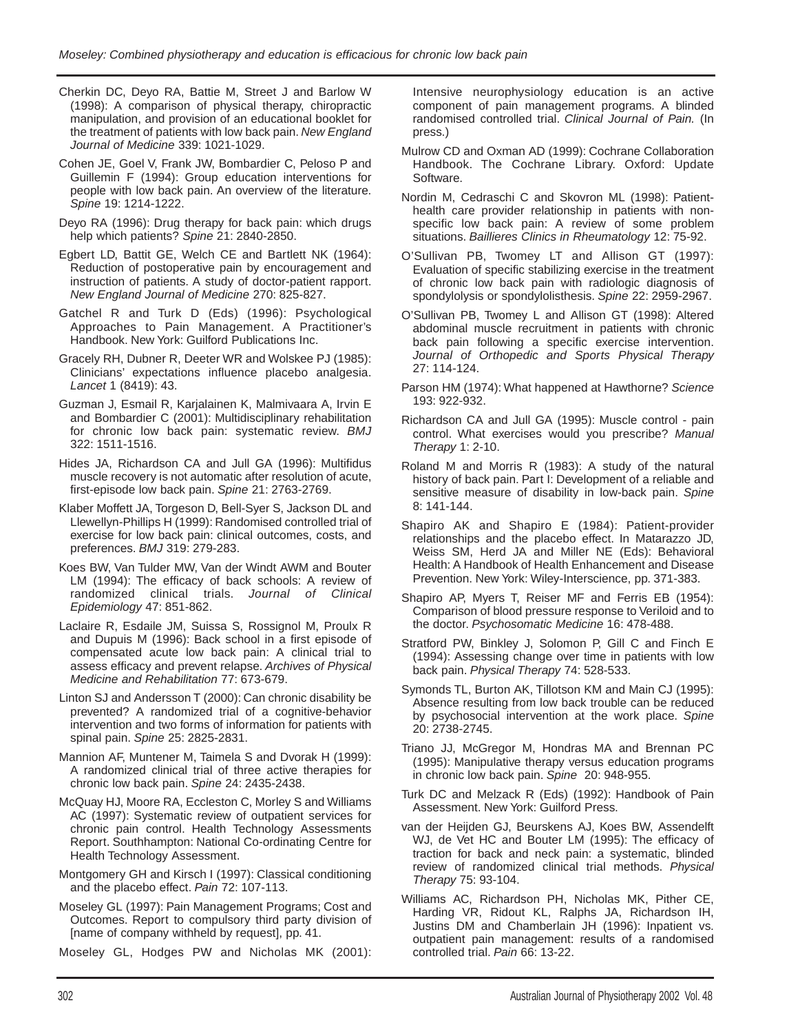Cherkin DC, Deyo RA, Battie M, Street J and Barlow W (1998): A comparison of physical therapy, chiropractic manipulation, and provision of an educational booklet for the treatment of patients with low back pain. *New England Journal of Medicine* 339: 1021-1029.

Cohen JE, Goel V, Frank JW, Bombardier C, Peloso P and Guillemin F (1994): Group education interventions for people with low back pain. An overview of the literature. *Spine* 19: 1214-1222.

Deyo RA (1996): Drug therapy for back pain: which drugs help which patients? *Spine* 21: 2840-2850.

Egbert LD, Battit GE, Welch CE and Bartlett NK (1964): Reduction of postoperative pain by encouragement and instruction of patients. A study of doctor-patient rapport. *New England Journal of Medicine* 270: 825-827.

Gatchel R and Turk D (Eds) (1996): Psychological Approaches to Pain Management. A Practitioner's Handbook. New York: Guilford Publications Inc.

Gracely RH, Dubner R, Deeter WR and Wolskee PJ (1985): Clinicians' expectations influence placebo analgesia. *Lancet* 1 (8419): 43.

Guzman J, Esmail R, Karjalainen K, Malmivaara A, Irvin E and Bombardier C (2001): Multidisciplinary rehabilitation for chronic low back pain: systematic review. *BMJ* 322: 1511-1516.

Hides JA, Richardson CA and Jull GA (1996): Multifidus muscle recovery is not automatic after resolution of acute, first-episode low back pain. *Spine* 21: 2763-2769.

Klaber Moffett JA, Torgeson D, Bell-Syer S, Jackson DL and Llewellyn-Phillips H (1999): Randomised controlled trial of exercise for low back pain: clinical outcomes, costs, and preferences. *BMJ* 319: 279-283.

Koes BW, Van Tulder MW, Van der Windt AWM and Bouter LM (1994): The efficacy of back schools: A review of randomized clinical trials. *Journal of Clinical Epidemiology* 47: 851-862.

Laclaire R, Esdaile JM, Suissa S, Rossignol M, Proulx R and Dupuis M (1996): Back school in a first episode of compensated acute low back pain: A clinical trial to assess efficacy and prevent relapse. *Archives of Physical Medicine and Rehabilitation* 77: 673-679.

Linton SJ and Andersson T (2000): Can chronic disability be prevented? A randomized trial of a cognitive-behavior intervention and two forms of information for patients with spinal pain. *Spine* 25: 2825-2831.

Mannion AF, Muntener M, Taimela S and Dvorak H (1999): A randomized clinical trial of three active therapies for chronic low back pain. *Spine* 24: 2435-2438.

McQuay HJ, Moore RA, Eccleston C, Morley S and Williams AC (1997): Systematic review of outpatient services for chronic pain control. Health Technology Assessments Report. Southhampton: National Co-ordinating Centre for Health Technology Assessment.

Montgomery GH and Kirsch I (1997): Classical conditioning and the placebo effect. *Pain* 72: 107-113.

Moseley GL (1997): Pain Management Programs; Cost and Outcomes. Report to compulsory third party division of [name of company withheld by request], pp. 41.

Moseley GL, Hodges PW and Nicholas MK (2001): Intensive neurophysiology education is an active component of pain management programs. A blinded randomised controlled trial. *Clinical Journal of Pain.* (In press.)

Mulrow CD and Oxman AD (1999): Cochrane Collaboration Handbook. The Cochrane Library. Oxford: Update Software.

Nordin M, Cedraschi C and Skovron ML (1998): Patient-health care provider relationship in patients with non-specific low back pain: A review of some problem situations. *Baillieres Clinics in Rheumatology* 12: 75-92.

O'Sullivan PB, Twomey LT and Allison GT (1997): Evaluation of specific stabilizing exercise in the treatment of chronic low back pain with radiologic diagnosis of spondylolysis or spondylolisthesis. *Spine* 22: 2959-2967.

O'Sullivan PB, Twomey L and Allison GT (1998): Altered abdominal muscle recruitment in patients with chronic back pain following a specific exercise intervention. *Journal of Orthopedic and Sports Physical Therapy* 27: 114-124.

Parson HM (1974): What happened at Hawthorne? *Science* 193: 922-932.

Richardson CA and Jull GA (1995): Muscle control - pain control. What exercises would you prescribe? *Manual Therapy* 1: 2-10.

Roland M and Morris R (1983): A study of the natural history of back pain. Part I: Development of a reliable and sensitive measure of disability in low-back pain. *Spine* 8: 141-144.

Shapiro AK and Shapiro E (1984): Patient-provider relationships and the placebo effect. In Matarazzo JD, Weiss SM, Herd JA and Miller NE (Eds): Behavioral Health: A Handbook of Health Enhancement and Disease Prevention. New York: Wiley-Interscience, pp. 371-383.

Shapiro AP, Myers T, Reiser MF and Ferris EB (1954): Comparison of blood pressure response to Veriloid and to the doctor. *Psychosomatic Medicine* 16: 478-488.

Stratford PW, Binkley J, Solomon P, Gill C and Finch E (1994): Assessing change over time in patients with low back pain. *Physical Therapy* 74: 528-533.

Symonds TL, Burton AK, Tillotson KM and Main CJ (1995): Absence resulting from low back trouble can be reduced by psychosocial intervention at the work place. *Spine* 20: 2738-2745.

Triano JJ, McGregor M, Hondras MA and Brennan PC (1995): Manipulative therapy versus education programs in chronic low back pain. *Spine* 20: 948-955.

Turk DC and Melzack R (Eds) (1992): Handbook of Pain Assessment. New York: Guilford Press.

van der Heijden GJ, Beurskens AJ, Koes BW, Assendelft WJ, de Vet HC and Bouter LM (1995): The efficacy of traction for back and neck pain: a systematic, blinded review of randomized clinical trial methods. *Physical Therapy* 75: 93-104.

Williams AC, Richardson PH, Nicholas MK, Pither CE, Harding VR, Ridout KL, Ralphs JA, Richardson IH, Justins DM and Chamberlain JH (1996): Inpatient vs. outpatient pain management: results of a randomised controlled trial. *Pain* 66: 13-22.